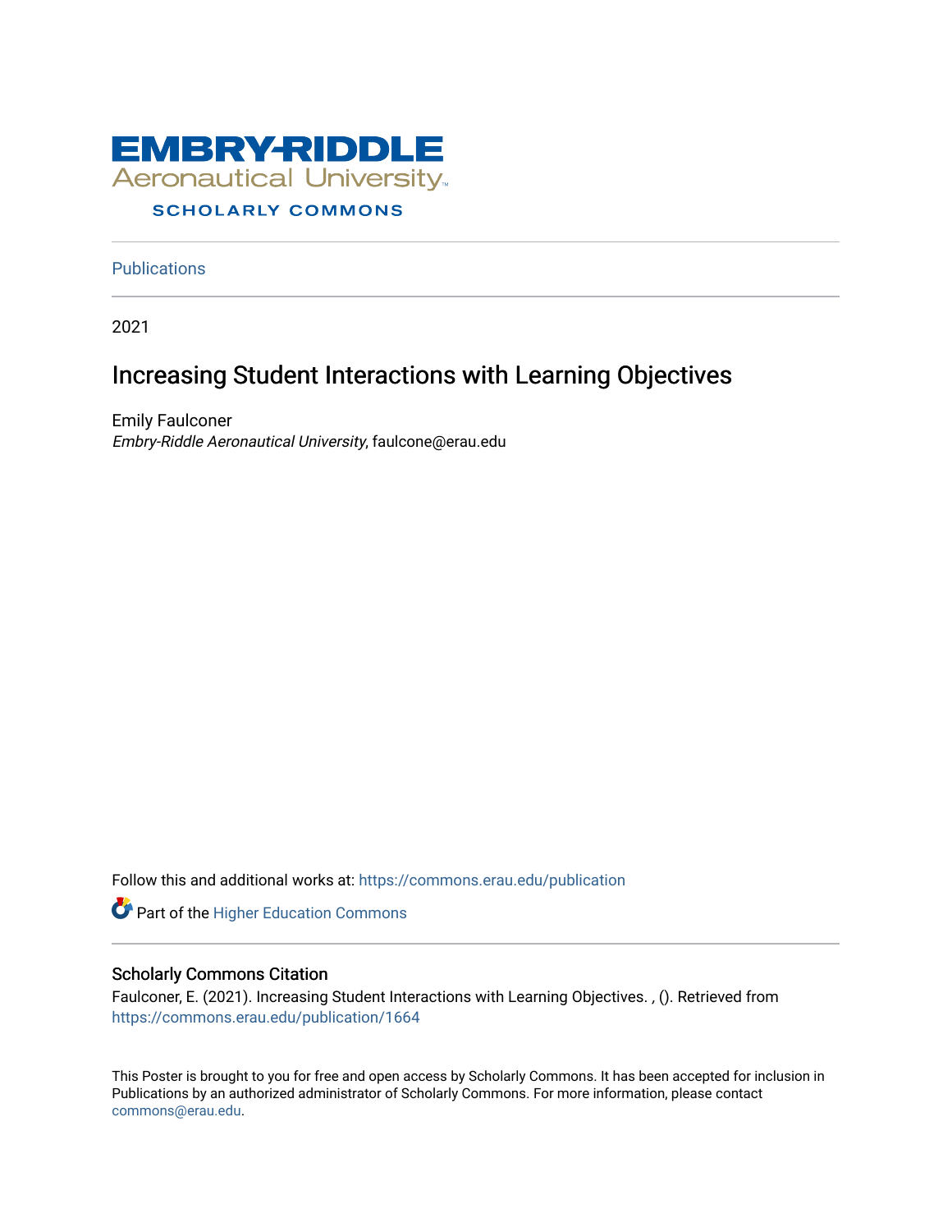EMBRY-RIDDLE Aeronautical University

SCHOLARLY COMMONS

Publications

2021

# Increasing Student Interactions with Learning Objectives

Emily Faulconer
*Embry-Riddle Aeronautical University*, faulcone@erau.edu

Follow this and additional works at: https://commons.erau.edu/publication

Part of the Higher Education Commons

## Scholarly Commons Citation

Faulconer, E. (2021). Increasing Student Interactions with Learning Objectives. , (). Retrieved from https://commons.erau.edu/publication/1664

This Poster is brought to you for free and open access by Scholarly Commons. It has been accepted for inclusion in Publications by an authorized administrator of Scholarly Commons. For more information, please contact commons@erau.edu.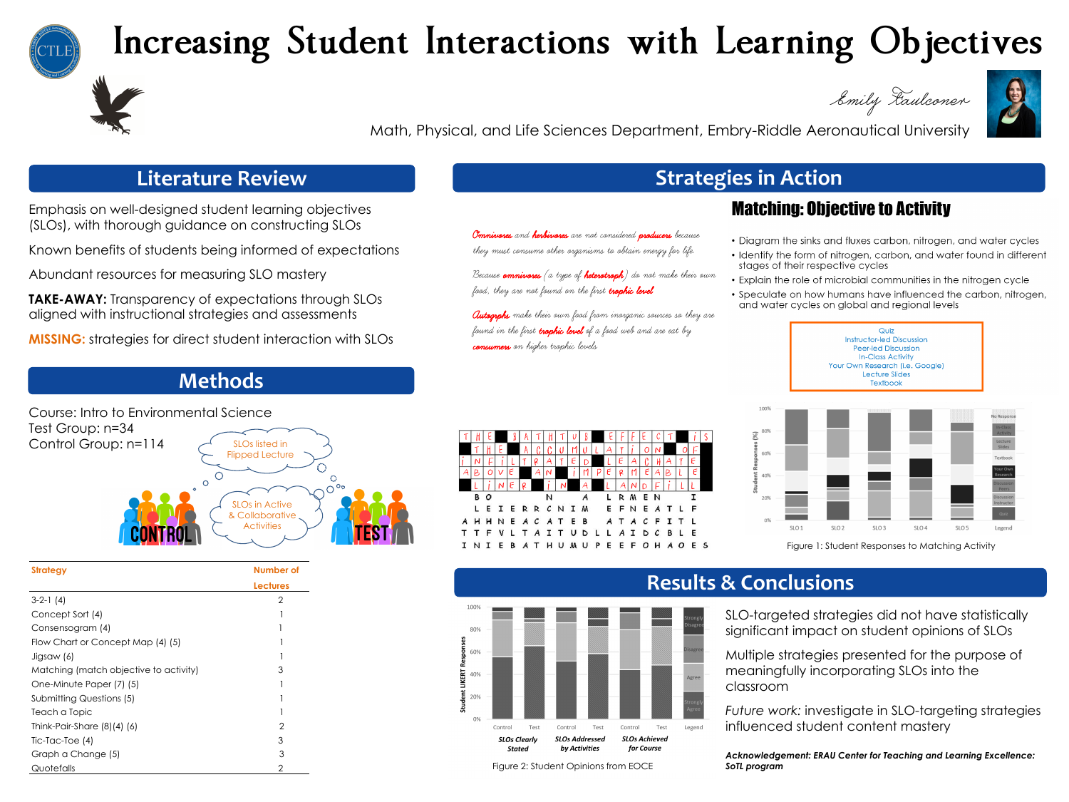# Increasing Student Interactions with Learning Objectives

Emily Faulconer

Math, Physical, and Life Sciences Department, Embry-Riddle Aeronautical University

## Literature Review

Emphasis on well-designed student learning objectives (SLOs), with thorough guidance on constructing SLOs

Known benefits of students being informed of expectations

Abundant resources for measuring SLO mastery

**TAKE-AWAY:** Transparency of expectations through SLOs aligned with instructional strategies and assessments

**MISSING:** strategies for direct student interaction with SLOs

## Methods

Course: Intro to Environmental Science

Test Group: n=34

Control Group: n=114

SLOs listed in Flipped Lecture

SLOs in Active & Collaborative Activities

CONTROL

TEST

| Strategy | Number of Lectures |
|---|---|
| 3-2-1 (4) | 2 |
| Concept Sort (4) | 1 |
| Consensogram (4) | 1 |
| Flow Chart or Concept Map (4) (5) | 1 |
| Jigsaw (6) | 1 |
| Matching (match objective to activity) | 3 |
| One-Minute Paper (7) (5) | 1 |
| Submitting Questions (5) | 1 |
| Teach a Topic | 1 |
| Think-Pair-Share (8)(4) (6) | 2 |
| Tic-Tac-Toe (4) | 3 |
| Graph a Change (5) | 3 |
| Quotefalls | 2 |

## Strategies in Action

*Omnivores and herbivores are not considered producers because they must consume other organisms to obtain energy for life.*

*Because omnivores (a type of heterotroph) do not make their own food, they are not found on the first trophic level*

*Autotrophs make their own food from inorganic sources so they are found in the first trophic level of a food web and are eat by consumers on higher trophic levels*

### Matching: Objective to Activity

- Diagram the sinks and fluxes carbon, nitrogen, and water cycles
- Identify the form of nitrogen, carbon, and water found in different stages of their respective cycles
- Explain the role of microbial communities in the nitrogen cycle
- Speculate on how humans have influenced the carbon, nitrogen, and water cycles on global and regional levels

Quiz
Instructor-led Discussion
Peer-led Discussion
In-Class Activity
Your Own Research (i.e. Google)
Lecture Slides
Textbook

THE BATHTUB EFFECT IS
THE ACCUMULATION OF
INFILTRATED LEACHATE
ABOVE AN IMPERMEABLE
LINER IN A LANDFILL

B O N A L R M E N I
L E I E R R C N I M E F N E A T L F
A H H N E A C A T E B A T A C F I T L
T T F V L T A I T U D L L A I D C B L E
I N I E B A T H U M U P E E F O H A O E S

100%
80%
60%
40%
20%
0%
Student Responses (%)
SLO 1
SLO 2
SLO 3
SLO 4
SLO 5
Legend
No Response
In-Class Activity
Lecture Slides
Textbook
Your Own Research
Discussion Peers
Discussion Instructor
Quiz

Figure 1: Student Responses to Matching Activity

## Results & Conclusions

100%
80%
60%
40%
20%
0%
Student LIKERT Responses
Control
Test
Control
Test
Control
Test
Legend
SLOs Clearly Stated
SLOs Addressed by Activities
SLOs Achieved for Course
Strongly Disagree
Disagree
Agree
Strongly Agree

Figure 2: Student Opinions from EOCE

SLO-targeted strategies did not have statistically significant impact on student opinions of SLOs

Multiple strategies presented for the purpose of meaningfully incorporating SLOs into the classroom

*Future work:* investigate in SLO-targeting strategies influenced student content mastery

***Acknowledgement: ERAU Center for Teaching and Learning Excellence: SoTL program***